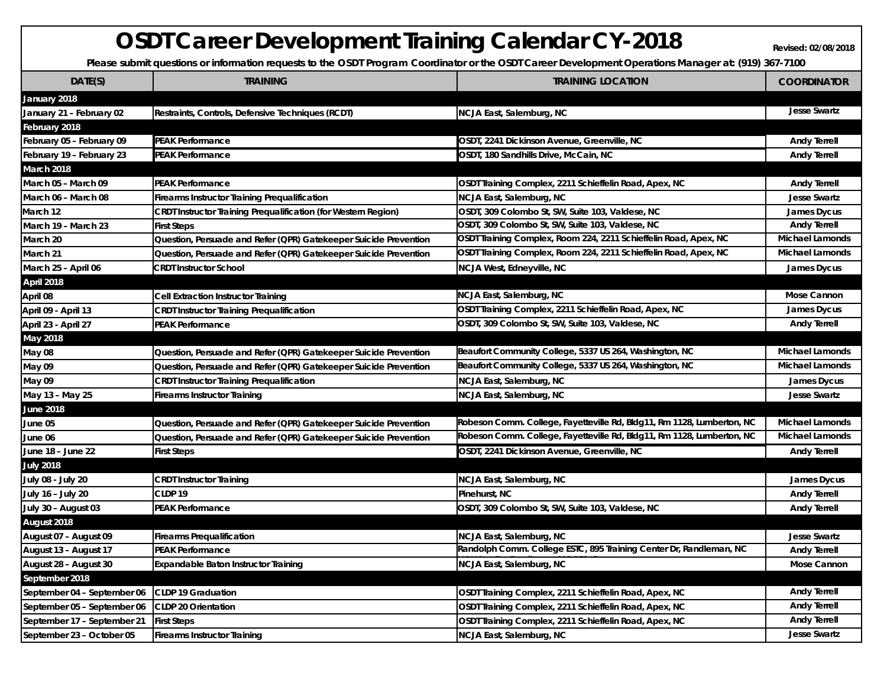# OSDT Career Development Training Calendar CY-2018

Revised: 02/08/2018

**Please submit questions or information requests to the OSDT Program Coordinator or the OSDT Career Development Operations Manager at: (919) 367-7100**

| DATE(S) | TRAINING | TRAINING LOCATION | COORDINATOR |
|---|---|---|---|
| **January 2018** | | | |
| January 21 – February 02 | Restraints, Controls, Defensive Techniques (RCDT) | NCJA East, Salemburg, NC | Jesse Swartz |
| **February 2018** | | | |
| February 05 – February 09 | PEAK Performance | OSDT, 2241 Dickinson Avenue, Greenville, NC | Andy Terrell |
| February 19 – February 23 | PEAK Performance | OSDT, 180 Sandhills Drive, McCain, NC | Andy Terrell |
| **March 2018** | | | |
| March 05 – March 09 | PEAK Performance | OSDT Training Complex, 2211 Schieffelin Road, Apex, NC | Andy Terrell |
| March 06 – March 08 | Firearms Instructor Training Prequalification | NCJA East, Salemburg, NC | Jesse Swartz |
| March 12 | CRDT Instructor Training Prequalification (for Western Region) | OSDT, 309 Colombo St, SW, Suite 103, Valdese, NC | James Dycus |
| March 19 – March 23 | First Steps | OSDT, 309 Colombo St, SW, Suite 103, Valdese, NC | Andy Terrell |
| March 20 | Question, Persuade and Refer (QPR) Gatekeeper Suicide Prevention | OSDT Training Complex, Room 224, 2211 Schieffelin Road, Apex, NC | Michael Lamonds |
| March 21 | Question, Persuade and Refer (QPR) Gatekeeper Suicide Prevention | OSDT Training Complex, Room 224, 2211 Schieffelin Road, Apex, NC | Michael Lamonds |
| March 25 – April 06 | CRDT Instructor School | NCJA West, Edneyville, NC | James Dycus |
| **April 2018** | | | |
| April 08 | Cell Extraction Instructor Training | NCJA East, Salemburg, NC | Mose Cannon |
| April 09 - April 13 | CRDT Instructor Training Prequalification | OSDT Training Complex, 2211 Schieffelin Road, Apex, NC | James Dycus |
| April 23 - April 27 | PEAK Performance | OSDT, 309 Colombo St, SW, Suite 103, Valdese, NC | Andy Terrell |
| **May 2018** | | | |
| May 08 | Question, Persuade and Refer (QPR) Gatekeeper Suicide Prevention | Beaufort Community College, 5337 US 264, Washington, NC | Michael Lamonds |
| May 09 | Question, Persuade and Refer (QPR) Gatekeeper Suicide Prevention | Beaufort Community College, 5337 US 264, Washington, NC | Michael Lamonds |
| May 09 | CRDT Instructor Training Prequalification | NCJA East, Salemburg, NC | James Dycus |
| May 13 – May 25 | Firearms Instructor Training | NCJA East, Salemburg, NC | Jesse Swartz |
| **June 2018** | | | |
| June 05 | Question, Persuade and Refer (QPR) Gatekeeper Suicide Prevention | Robeson Comm. College, Fayetteville Rd, Bldg11, Rm 1128, Lumberton, NC | Michael Lamonds |
| June 06 | Question, Persuade and Refer (QPR) Gatekeeper Suicide Prevention | Robeson Comm. College, Fayetteville Rd, Bldg11, Rm 1128, Lumberton, NC | Michael Lamonds |
| June 18 – June 22 | First Steps | OSDT, 2241 Dickinson Avenue, Greenville, NC | Andy Terrell |
| **July 2018** | | | |
| July 08 - July 20 | CRDT Instructor Training | NCJA East, Salemburg, NC | James Dycus |
| July 16 – July 20 | CLDP 19 | Pinehurst, NC | Andy Terrell |
| July 30 – August 03 | PEAK Performance | OSDT, 309 Colombo St, SW, Suite 103, Valdese, NC | Andy Terrell |
| **August 2018** | | | |
| August 07 – August 09 | Firearms Prequalification | NCJA East, Salemburg, NC | Jesse Swartz |
| August 13 – August 17 | PEAK Performance | Randolph Comm. College ESTC, 895 Training Center Dr, Randleman, NC | Andy Terrell |
| August 28 – August 30 | Expandable Baton Instructor Training | NCJA East, Salemburg, NC | Mose Cannon |
| **September 2018** | | | |
| September 04 – September 06 | CLDP 19 Graduation | OSDT Training Complex, 2211 Schieffelin Road, Apex, NC | Andy Terrell |
| September 05 – September 06 | CLDP 20 Orientation | OSDT Training Complex, 2211 Schieffelin Road, Apex, NC | Andy Terrell |
| September 17 – September 21 | First Steps | OSDT Training Complex, 2211 Schieffelin Road, Apex, NC | Andy Terrell |
| September 23 – October 05 | Firearms Instructor Training | NCJA East, Salemburg, NC | Jesse Swartz |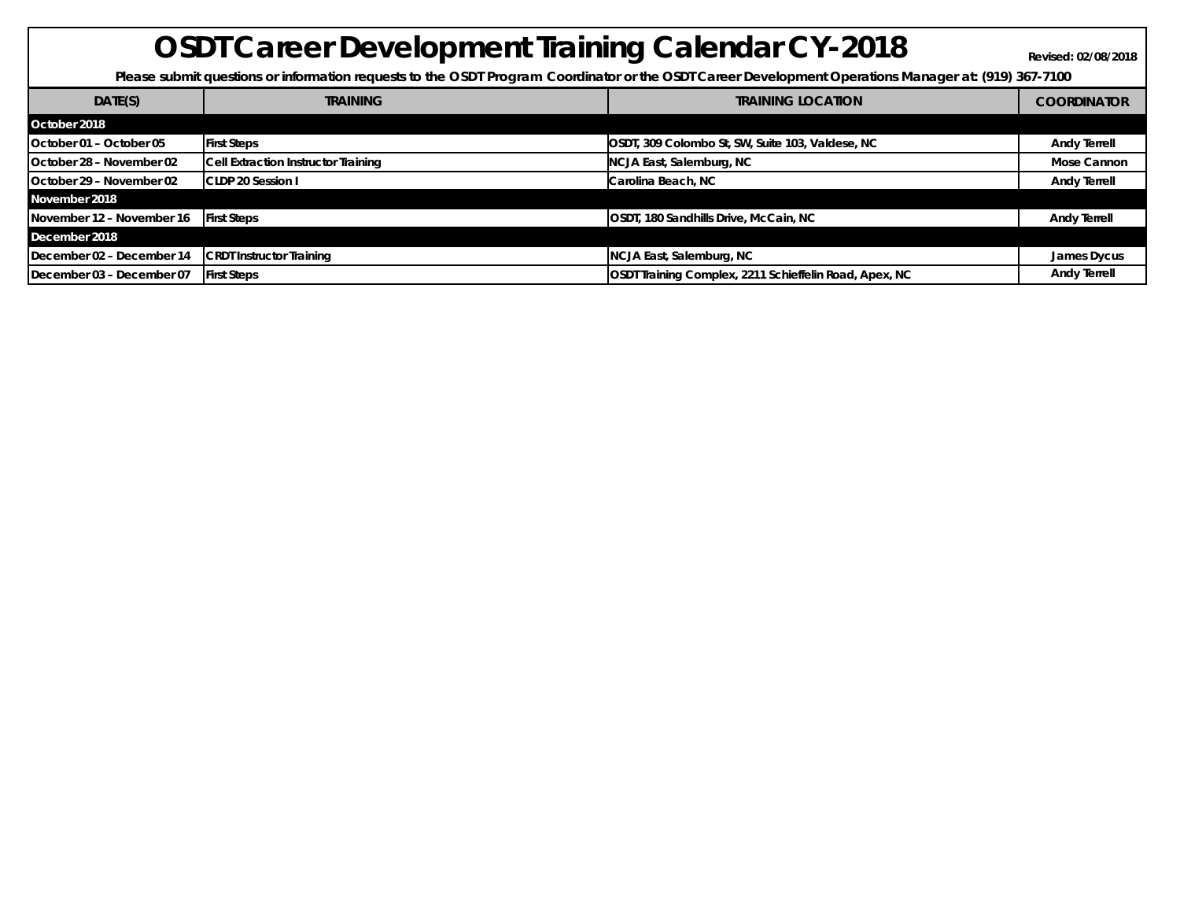# OSDT Career Development Training Calendar CY-2018

Revised: 02/08/2018

**Please submit questions or information requests to the OSDT Program Coordinator or the OSDT Career Development Operations Manager at: (919) 367-7100**

| DATE(S) | TRAINING | TRAINING LOCATION | COORDINATOR |
|---|---|---|---|
| **October 2018** | | | |
| October 01 – October 05 | First Steps | OSDT, 309 Colombo St, SW, Suite 103, Valdese, NC | Andy Terrell |
| October 28 – November 02 | Cell Extraction Instructor Training | NCJA East, Salemburg, NC | Mose Cannon |
| October 29 – November 02 | CLDP 20 Session I | Carolina Beach, NC | Andy Terrell |
| **November 2018** | | | |
| November 12 – November 16 | First Steps | OSDT, 180 Sandhills Drive, McCain, NC | Andy Terrell |
| **December 2018** | | | |
| December 02 – December 14 | CRDT Instructor Training | NCJA East, Salemburg, NC | James Dycus |
| December 03 – December 07 | First Steps | OSDT Training Complex, 2211 Schieffelin Road, Apex, NC | Andy Terrell |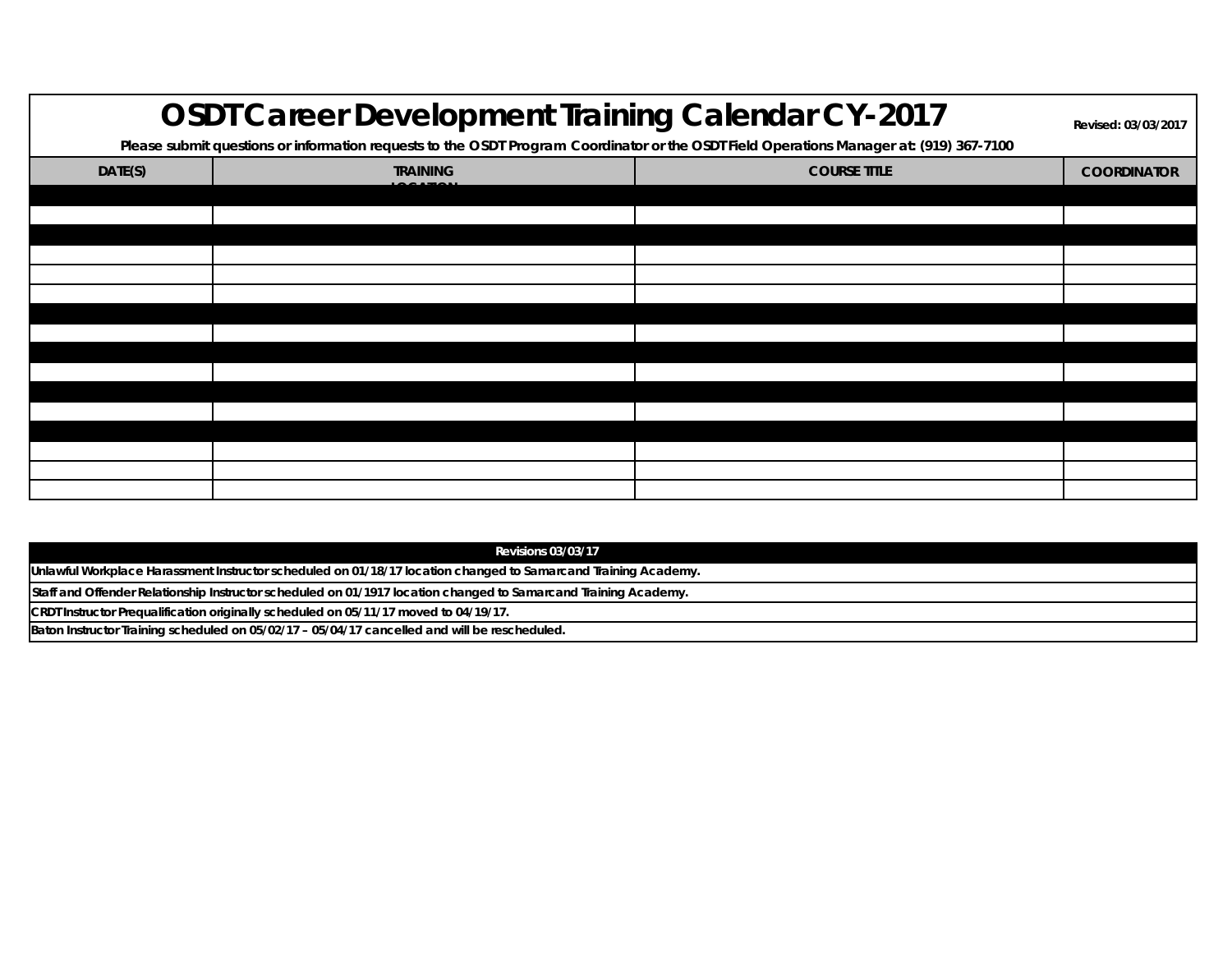# OSDT Career Development Training Calendar CY-2017

Revised: 03/03/2017

Please submit questions or information requests to the OSDT Program Coordinator or the OSDT Field Operations Manager at: (919) 367-7100

| DATE(S) | TRAINING LOCATION | COURSE TITLE | COORDINATOR |
|---|---|---|---|
| | | | |
| | | | |
| | | | |
| | | | |
| | | | |
| | | | |
| | | | |
| | | | |
| | | | |
| | | | |
| | | | |
| | | | |
| | | | |
| | | | |
| | | | |
| | | | |

| Revisions 03/03/17 |
|---|
| Unlawful Workplace Harassment Instructor scheduled on 01/18/17 location changed to Samarcand Training Academy. |
| Staff and Offender Relationship Instructor scheduled on 01/1917 location changed to Samarcand Training Academy. |
| CRDT Instructor Prequalification originally scheduled on 05/11/17 moved to 04/19/17. |
| Baton Instructor Training scheduled on 05/02/17 – 05/04/17 cancelled and will be rescheduled. |